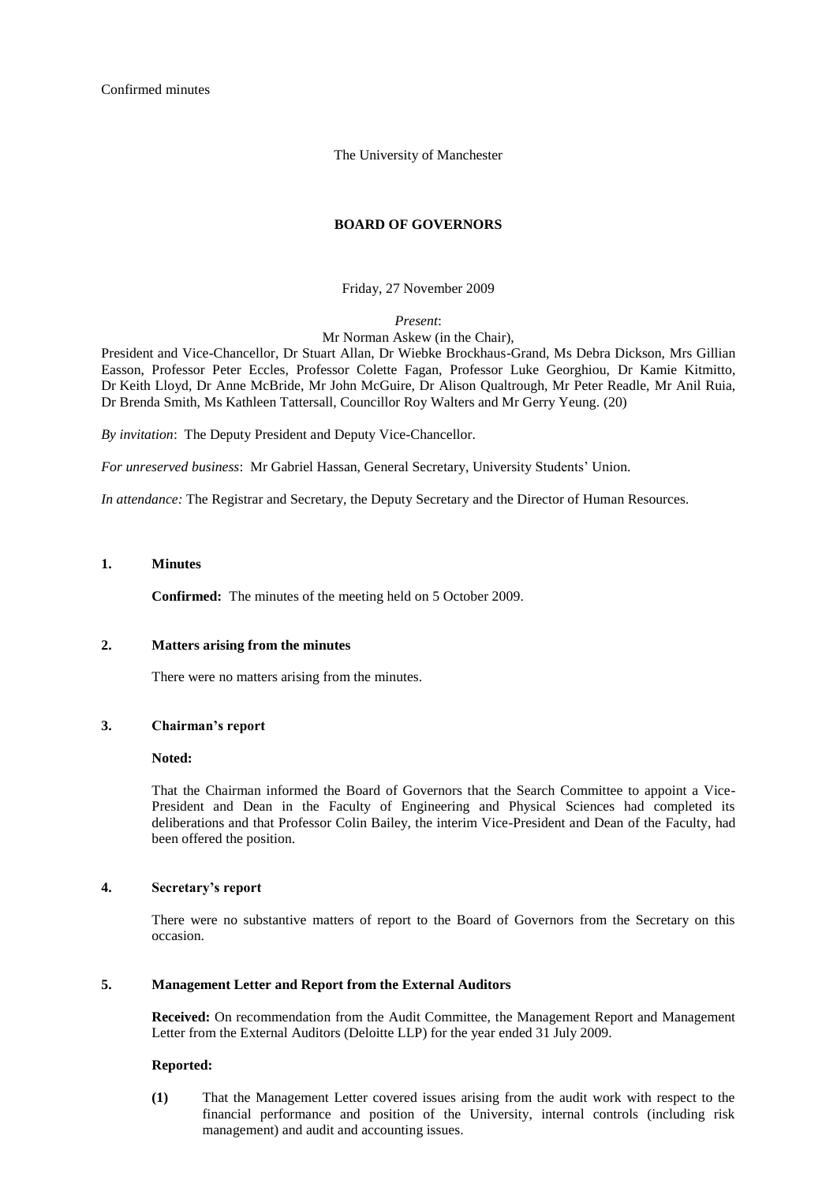Confirmed minutes

The University of Manchester

# BOARD OF GOVERNORS

Friday, 27 November 2009

*Present*:
Mr Norman Askew (in the Chair),
President and Vice-Chancellor, Dr Stuart Allan, Dr Wiebke Brockhaus-Grand, Ms Debra Dickson, Mrs Gillian Easson, Professor Peter Eccles, Professor Colette Fagan, Professor Luke Georghiou, Dr Kamie Kitmitto, Dr Keith Lloyd, Dr Anne McBride, Mr John McGuire, Dr Alison Qualtrough, Mr Peter Readle, Mr Anil Ruia, Dr Brenda Smith, Ms Kathleen Tattersall, Councillor Roy Walters and Mr Gerry Yeung. (20)

*By invitation*: The Deputy President and Deputy Vice-Chancellor.

*For unreserved business*: Mr Gabriel Hassan, General Secretary, University Students' Union.

*In attendance:* The Registrar and Secretary, the Deputy Secretary and the Director of Human Resources.

## 1. Minutes

**Confirmed:** The minutes of the meeting held on 5 October 2009.

## 2. Matters arising from the minutes

There were no matters arising from the minutes.

## 3. Chairman's report

**Noted:**

That the Chairman informed the Board of Governors that the Search Committee to appoint a Vice-President and Dean in the Faculty of Engineering and Physical Sciences had completed its deliberations and that Professor Colin Bailey, the interim Vice-President and Dean of the Faculty, had been offered the position.

## 4. Secretary's report

There were no substantive matters of report to the Board of Governors from the Secretary on this occasion.

## 5. Management Letter and Report from the External Auditors

**Received:** On recommendation from the Audit Committee, the Management Report and Management Letter from the External Auditors (Deloitte LLP) for the year ended 31 July 2009.

**Reported:**

**(1)** That the Management Letter covered issues arising from the audit work with respect to the financial performance and position of the University, internal controls (including risk management) and audit and accounting issues.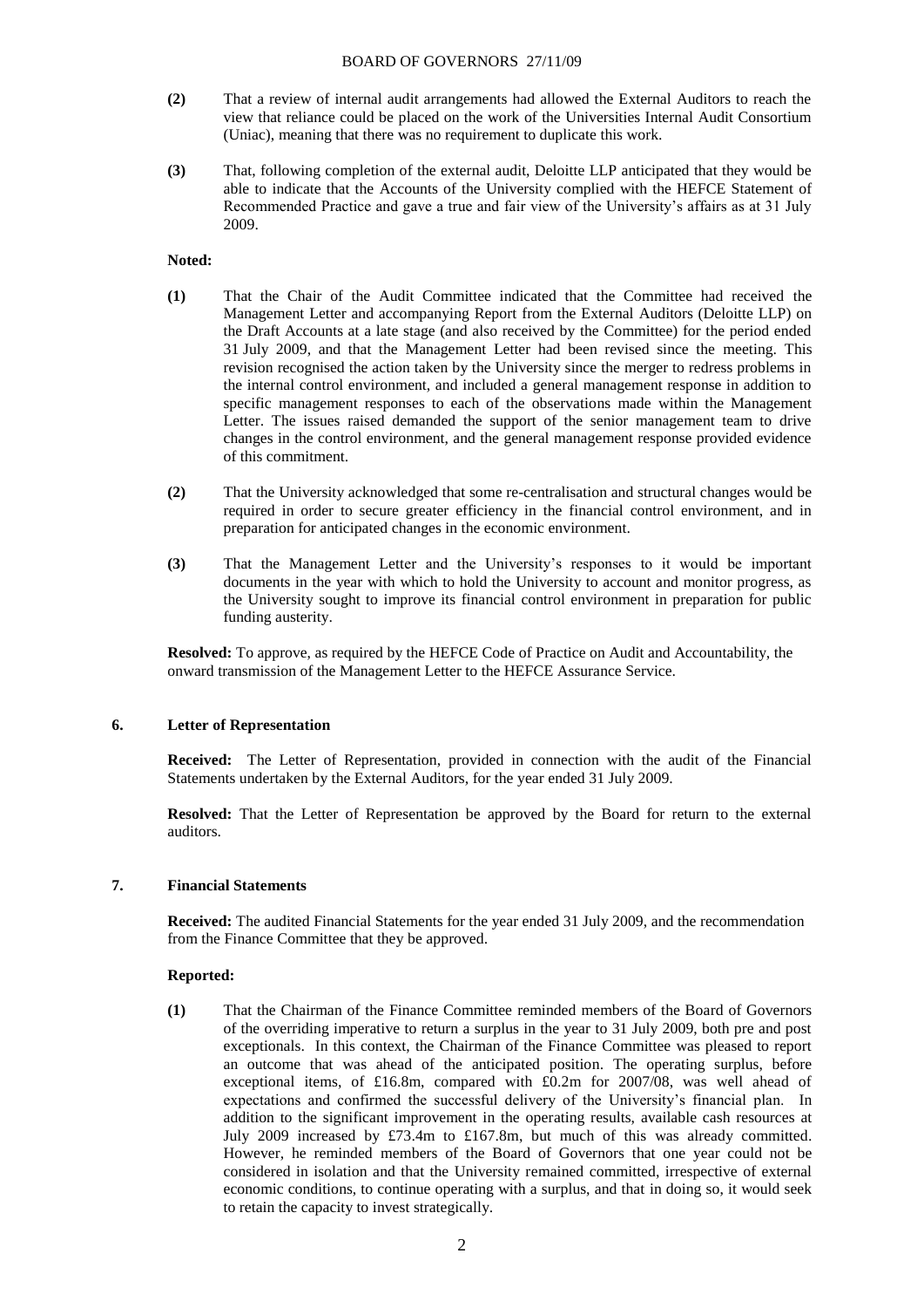**(2)** That a review of internal audit arrangements had allowed the External Auditors to reach the view that reliance could be placed on the work of the Universities Internal Audit Consortium (Uniac), meaning that there was no requirement to duplicate this work.

**(3)** That, following completion of the external audit, Deloitte LLP anticipated that they would be able to indicate that the Accounts of the University complied with the HEFCE Statement of Recommended Practice and gave a true and fair view of the University's affairs as at 31 July 2009.

**Noted:**

**(1)** That the Chair of the Audit Committee indicated that the Committee had received the Management Letter and accompanying Report from the External Auditors (Deloitte LLP) on the Draft Accounts at a late stage (and also received by the Committee) for the period ended 31 July 2009, and that the Management Letter had been revised since the meeting. This revision recognised the action taken by the University since the merger to redress problems in the internal control environment, and included a general management response in addition to specific management responses to each of the observations made within the Management Letter. The issues raised demanded the support of the senior management team to drive changes in the control environment, and the general management response provided evidence of this commitment.

**(2)** That the University acknowledged that some re-centralisation and structural changes would be required in order to secure greater efficiency in the financial control environment, and in preparation for anticipated changes in the economic environment.

**(3)** That the Management Letter and the University's responses to it would be important documents in the year with which to hold the University to account and monitor progress, as the University sought to improve its financial control environment in preparation for public funding austerity.

**Resolved:** To approve, as required by the HEFCE Code of Practice on Audit and Accountability, the onward transmission of the Management Letter to the HEFCE Assurance Service.

## 6. Letter of Representation

**Received:** The Letter of Representation, provided in connection with the audit of the Financial Statements undertaken by the External Auditors, for the year ended 31 July 2009.

**Resolved:** That the Letter of Representation be approved by the Board for return to the external auditors.

## 7. Financial Statements

**Received:** The audited Financial Statements for the year ended 31 July 2009, and the recommendation from the Finance Committee that they be approved.

**Reported:**

**(1)** That the Chairman of the Finance Committee reminded members of the Board of Governors of the overriding imperative to return a surplus in the year to 31 July 2009, both pre and post exceptionals. In this context, the Chairman of the Finance Committee was pleased to report an outcome that was ahead of the anticipated position. The operating surplus, before exceptional items, of £16.8m, compared with £0.2m for 2007/08, was well ahead of expectations and confirmed the successful delivery of the University's financial plan. In addition to the significant improvement in the operating results, available cash resources at July 2009 increased by £73.4m to £167.8m, but much of this was already committed. However, he reminded members of the Board of Governors that one year could not be considered in isolation and that the University remained committed, irrespective of external economic conditions, to continue operating with a surplus, and that in doing so, it would seek to retain the capacity to invest strategically.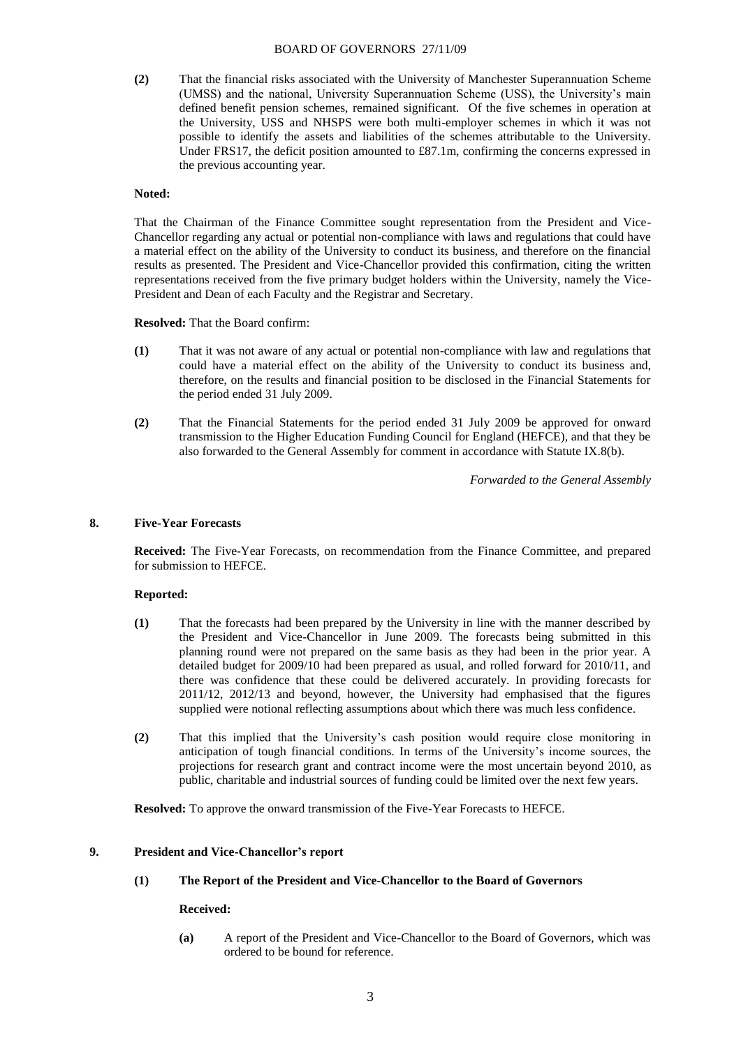**(2)** That the financial risks associated with the University of Manchester Superannuation Scheme (UMSS) and the national, University Superannuation Scheme (USS), the University's main defined benefit pension schemes, remained significant. Of the five schemes in operation at the University, USS and NHSPS were both multi-employer schemes in which it was not possible to identify the assets and liabilities of the schemes attributable to the University. Under FRS17, the deficit position amounted to £87.1m, confirming the concerns expressed in the previous accounting year.

**Noted:**

That the Chairman of the Finance Committee sought representation from the President and Vice-Chancellor regarding any actual or potential non-compliance with laws and regulations that could have a material effect on the ability of the University to conduct its business, and therefore on the financial results as presented. The President and Vice-Chancellor provided this confirmation, citing the written representations received from the five primary budget holders within the University, namely the Vice-President and Dean of each Faculty and the Registrar and Secretary.

**Resolved:** That the Board confirm:

**(1)** That it was not aware of any actual or potential non-compliance with law and regulations that could have a material effect on the ability of the University to conduct its business and, therefore, on the results and financial position to be disclosed in the Financial Statements for the period ended 31 July 2009.

**(2)** That the Financial Statements for the period ended 31 July 2009 be approved for onward transmission to the Higher Education Funding Council for England (HEFCE), and that they be also forwarded to the General Assembly for comment in accordance with Statute IX.8(b).

*Forwarded to the General Assembly*

## 8. Five-Year Forecasts

**Received:** The Five-Year Forecasts, on recommendation from the Finance Committee, and prepared for submission to HEFCE.

**Reported:**

**(1)** That the forecasts had been prepared by the University in line with the manner described by the President and Vice-Chancellor in June 2009. The forecasts being submitted in this planning round were not prepared on the same basis as they had been in the prior year. A detailed budget for 2009/10 had been prepared as usual, and rolled forward for 2010/11, and there was confidence that these could be delivered accurately. In providing forecasts for 2011/12, 2012/13 and beyond, however, the University had emphasised that the figures supplied were notional reflecting assumptions about which there was much less confidence.

**(2)** That this implied that the University's cash position would require close monitoring in anticipation of tough financial conditions. In terms of the University's income sources, the projections for research grant and contract income were the most uncertain beyond 2010, as public, charitable and industrial sources of funding could be limited over the next few years.

**Resolved:** To approve the onward transmission of the Five-Year Forecasts to HEFCE.

## 9. President and Vice-Chancellor's report

### (1) The Report of the President and Vice-Chancellor to the Board of Governors

**Received:**

**(a)** A report of the President and Vice-Chancellor to the Board of Governors, which was ordered to be bound for reference.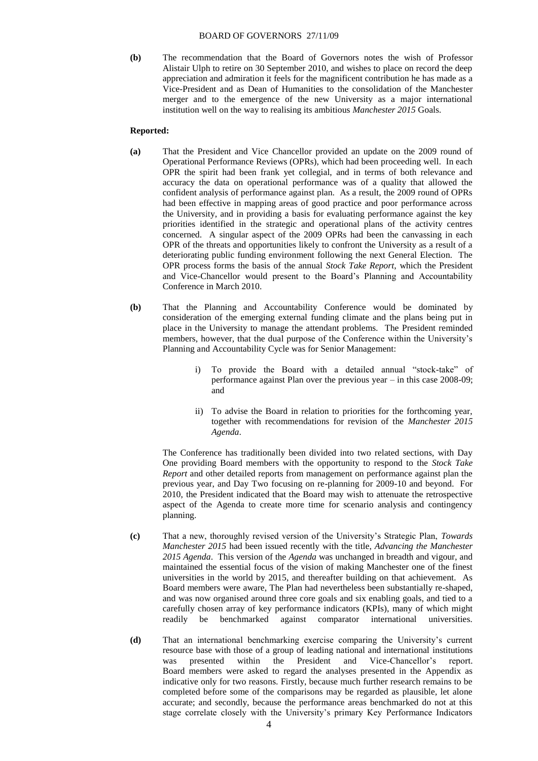**(b)** The recommendation that the Board of Governors notes the wish of Professor Alistair Ulph to retire on 30 September 2010, and wishes to place on record the deep appreciation and admiration it feels for the magnificent contribution he has made as a Vice-President and as Dean of Humanities to the consolidation of the Manchester merger and to the emergence of the new University as a major international institution well on the way to realising its ambitious *Manchester 2015* Goals.

**Reported:**

**(a)** That the President and Vice Chancellor provided an update on the 2009 round of Operational Performance Reviews (OPRs), which had been proceeding well. In each OPR the spirit had been frank yet collegial, and in terms of both relevance and accuracy the data on operational performance was of a quality that allowed the confident analysis of performance against plan. As a result, the 2009 round of OPRs had been effective in mapping areas of good practice and poor performance across the University, and in providing a basis for evaluating performance against the key priorities identified in the strategic and operational plans of the activity centres concerned. A singular aspect of the 2009 OPRs had been the canvassing in each OPR of the threats and opportunities likely to confront the University as a result of a deteriorating public funding environment following the next General Election. The OPR process forms the basis of the annual *Stock Take Report*, which the President and Vice-Chancellor would present to the Board's Planning and Accountability Conference in March 2010.

**(b)** That the Planning and Accountability Conference would be dominated by consideration of the emerging external funding climate and the plans being put in place in the University to manage the attendant problems. The President reminded members, however, that the dual purpose of the Conference within the University's Planning and Accountability Cycle was for Senior Management:

i) To provide the Board with a detailed annual "stock-take" of performance against Plan over the previous year – in this case 2008-09; and

ii) To advise the Board in relation to priorities for the forthcoming year, together with recommendations for revision of the *Manchester 2015 Agenda*.

The Conference has traditionally been divided into two related sections, with Day One providing Board members with the opportunity to respond to the *Stock Take Report* and other detailed reports from management on performance against plan the previous year, and Day Two focusing on re-planning for 2009-10 and beyond. For 2010, the President indicated that the Board may wish to attenuate the retrospective aspect of the Agenda to create more time for scenario analysis and contingency planning.

**(c)** That a new, thoroughly revised version of the University's Strategic Plan, *Towards Manchester 2015* had been issued recently with the title, *Advancing the Manchester 2015 Agenda*. This version of the *Agenda* was unchanged in breadth and vigour, and maintained the essential focus of the vision of making Manchester one of the finest universities in the world by 2015, and thereafter building on that achievement. As Board members were aware, The Plan had nevertheless been substantially re-shaped, and was now organised around three core goals and six enabling goals, and tied to a carefully chosen array of key performance indicators (KPIs), many of which might readily be benchmarked against comparator international universities.

**(d)** That an international benchmarking exercise comparing the University's current resource base with those of a group of leading national and international institutions was presented within the President and Vice-Chancellor's report. Board members were asked to regard the analyses presented in the Appendix as indicative only for two reasons. Firstly, because much further research remains to be completed before some of the comparisons may be regarded as plausible, let alone accurate; and secondly, because the performance areas benchmarked do not at this stage correlate closely with the University's primary Key Performance Indicators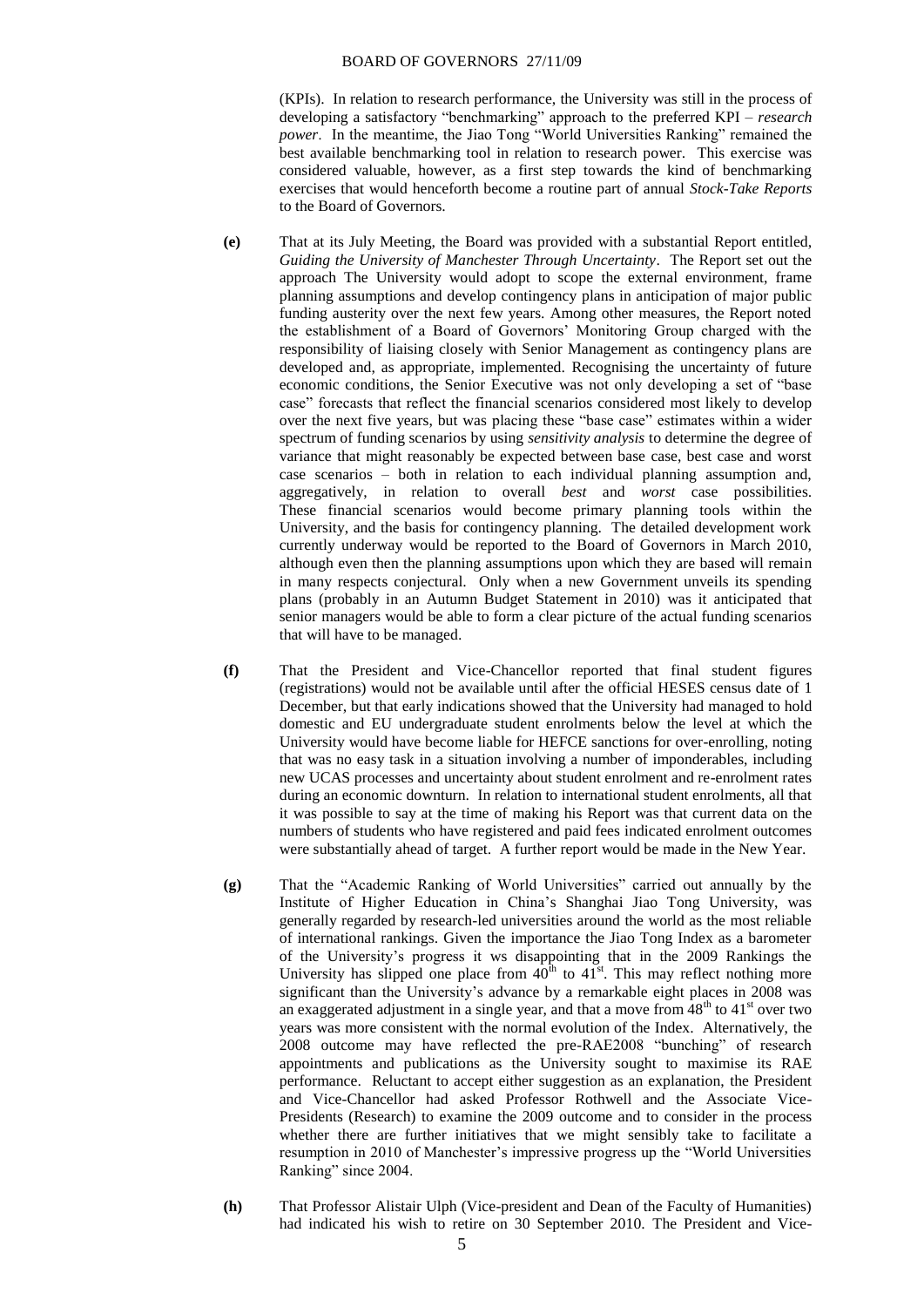(KPIs). In relation to research performance, the University was still in the process of developing a satisfactory "benchmarking" approach to the preferred KPI – *research power*. In the meantime, the Jiao Tong "World Universities Ranking" remained the best available benchmarking tool in relation to research power. This exercise was considered valuable, however, as a first step towards the kind of benchmarking exercises that would henceforth become a routine part of annual *Stock-Take Reports* to the Board of Governors.

**(e)** That at its July Meeting, the Board was provided with a substantial Report entitled, *Guiding the University of Manchester Through Uncertainty*. The Report set out the approach The University would adopt to scope the external environment, frame planning assumptions and develop contingency plans in anticipation of major public funding austerity over the next few years. Among other measures, the Report noted the establishment of a Board of Governors' Monitoring Group charged with the responsibility of liaising closely with Senior Management as contingency plans are developed and, as appropriate, implemented. Recognising the uncertainty of future economic conditions, the Senior Executive was not only developing a set of "base case" forecasts that reflect the financial scenarios considered most likely to develop over the next five years, but was placing these "base case" estimates within a wider spectrum of funding scenarios by using *sensitivity analysis* to determine the degree of variance that might reasonably be expected between base case, best case and worst case scenarios – both in relation to each individual planning assumption and, in relation to aggregatively, in relation to overall *best* and *worst* case possibilities. These financial scenarios would become primary planning tools within the University, and the basis for contingency planning. The detailed development work currently underway would be reported to the Board of Governors in March 2010, although even then the planning assumptions upon which they are based will remain in many respects conjectural. Only when a new Government unveils its spending plans (probably in an Autumn Budget Statement in 2010) was it anticipated that senior managers would be able to form a clear picture of the actual funding scenarios that will have to be managed.

**(f)** That the President and Vice-Chancellor reported that final student figures (registrations) would not be available until after the official HESES census date of 1 December, but that early indications showed that the University had managed to hold domestic and EU undergraduate student enrolments below the level at which the University would have become liable for HEFCE sanctions for over-enrolling, noting that was no easy task in a situation involving a number of imponderables, including new UCAS processes and uncertainty about student enrolment and re-enrolment rates during an economic downturn. In relation to international student enrolments, all that it was possible to say at the time of making his Report was that current data on the numbers of students who have registered and paid fees indicated enrolment outcomes were substantially ahead of target. A further report would be made in the New Year.

**(g)** That the "Academic Ranking of World Universities" carried out annually by the Institute of Higher Education in China's Shanghai Jiao Tong University, was generally regarded by research-led universities around the world as the most reliable of international rankings. Given the importance the Jiao Tong Index as a barometer of the University's progress it ws disappointing that in the 2009 Rankings the University has slipped one place from 40th to 41st. This may reflect nothing more significant than the University's advance by a remarkable eight places in 2008 was an exaggerated adjustment in a single year, and that a move from 48th to 41st over two years was more consistent with the normal evolution of the Index. Alternatively, the 2008 outcome may have reflected the pre-RAE2008 "bunching" of research appointments and publications as the University sought to maximise its RAE performance. Reluctant to accept either suggestion as an explanation, the President and Vice-Chancellor had asked Professor Rothwell and the Associate Vice-Presidents (Research) to examine the 2009 outcome and to consider in the process whether there are further initiatives that we might sensibly take to facilitate a resumption in 2010 of Manchester's impressive progress up the "World Universities Ranking" since 2004.

**(h)** That Professor Alistair Ulph (Vice-president and Dean of the Faculty of Humanities) had indicated his wish to retire on 30 September 2010. The President and Vice-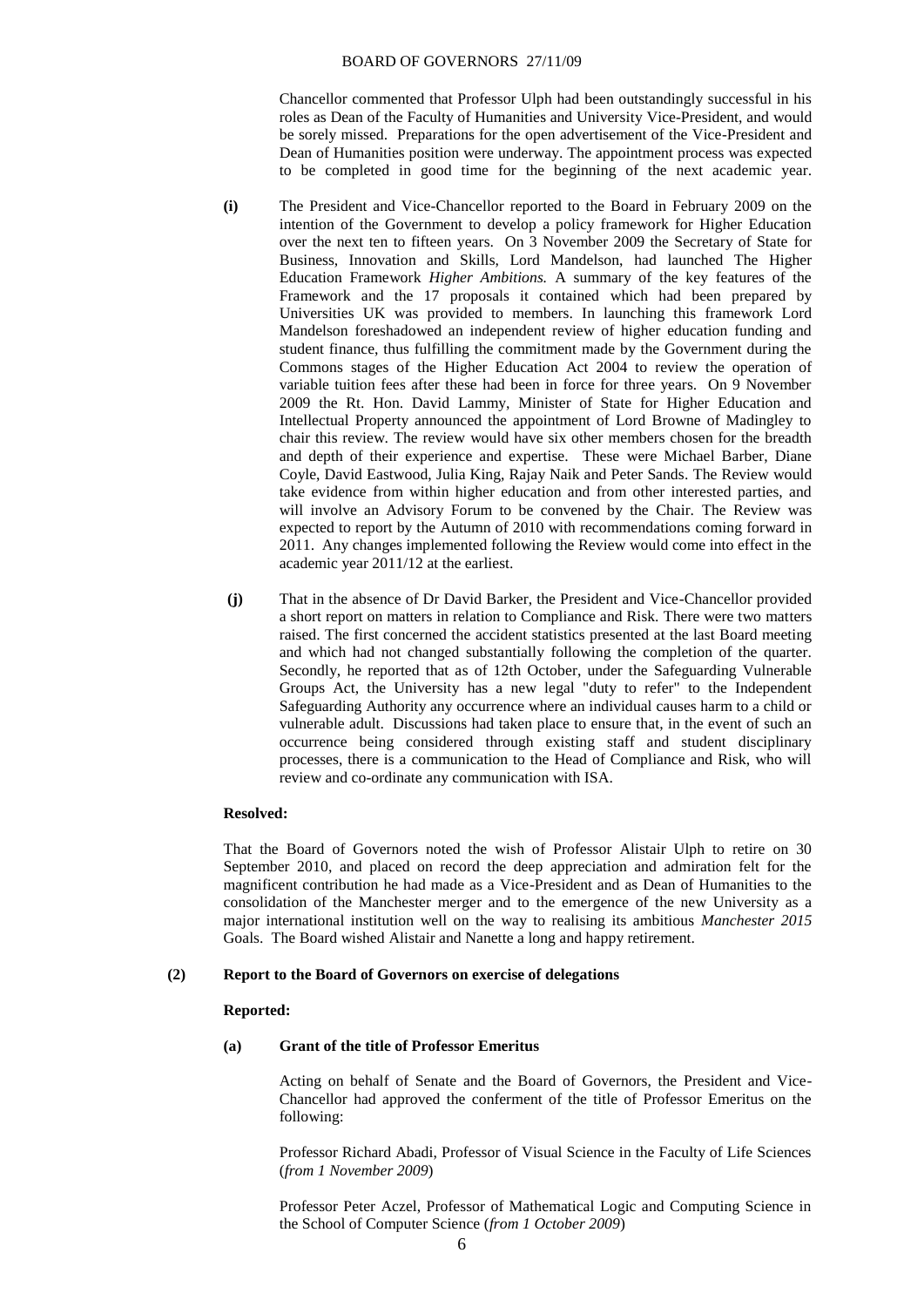Chancellor commented that Professor Ulph had been outstandingly successful in his roles as Dean of the Faculty of Humanities and University Vice-President, and would be sorely missed. Preparations for the open advertisement of the Vice-President and Dean of Humanities position were underway. The appointment process was expected to be completed in good time for the beginning of the next academic year.

**(i)** The President and Vice-Chancellor reported to the Board in February 2009 on the intention of the Government to develop a policy framework for Higher Education over the next ten to fifteen years. On 3 November 2009 the Secretary of State for Business, Innovation and Skills, Lord Mandelson, had launched The Higher Education Framework *Higher Ambitions.* A summary of the key features of the Framework and the 17 proposals it contained which had been prepared by Universities UK was provided to members. In launching this framework Lord Mandelson foreshadowed an independent review of higher education funding and student finance, thus fulfilling the commitment made by the Government during the Commons stages of the Higher Education Act 2004 to review the operation of variable tuition fees after these had been in force for three years. On 9 November 2009 the Rt. Hon. David Lammy, Minister of State for Higher Education and Intellectual Property announced the appointment of Lord Browne of Madingley to chair this review. The review would have six other members chosen for the breadth and depth of their experience and expertise. These were Michael Barber, Diane Coyle, David Eastwood, Julia King, Rajay Naik and Peter Sands. The Review would take evidence from within higher education and from other interested parties, and will involve an Advisory Forum to be convened by the Chair. The Review was expected to report by the Autumn of 2010 with recommendations coming forward in 2011. Any changes implemented following the Review would come into effect in the academic year 2011/12 at the earliest.

**(j)** That in the absence of Dr David Barker, the President and Vice-Chancellor provided a short report on matters in relation to Compliance and Risk. There were two matters raised. The first concerned the accident statistics presented at the last Board meeting and which had not changed substantially following the completion of the quarter. Secondly, he reported that as of 12th October, under the Safeguarding Vulnerable Groups Act, the University has a new legal "duty to refer" to the Independent Safeguarding Authority any occurrence where an individual causes harm to a child or vulnerable adult. Discussions had taken place to ensure that, in the event of such an occurrence being considered through existing staff and student disciplinary processes, there is a communication to the Head of Compliance and Risk, who will review and co-ordinate any communication with ISA.

**Resolved:**

That the Board of Governors noted the wish of Professor Alistair Ulph to retire on 30 September 2010, and placed on record the deep appreciation and admiration felt for the magnificent contribution he had made as a Vice-President and as Dean of Humanities to the consolidation of the Manchester merger and to the emergence of the new University as a major international institution well on the way to realising its ambitious *Manchester 2015* Goals. The Board wished Alistair and Nanette a long and happy retirement.

**(2) Report to the Board of Governors on exercise of delegations**

**Reported:**

**(a) Grant of the title of Professor Emeritus**

Acting on behalf of Senate and the Board of Governors, the President and Vice-Chancellor had approved the conferment of the title of Professor Emeritus on the following:

Professor Richard Abadi, Professor of Visual Science in the Faculty of Life Sciences (*from 1 November 2009*)

Professor Peter Aczel, Professor of Mathematical Logic and Computing Science in the School of Computer Science (*from 1 October 2009*)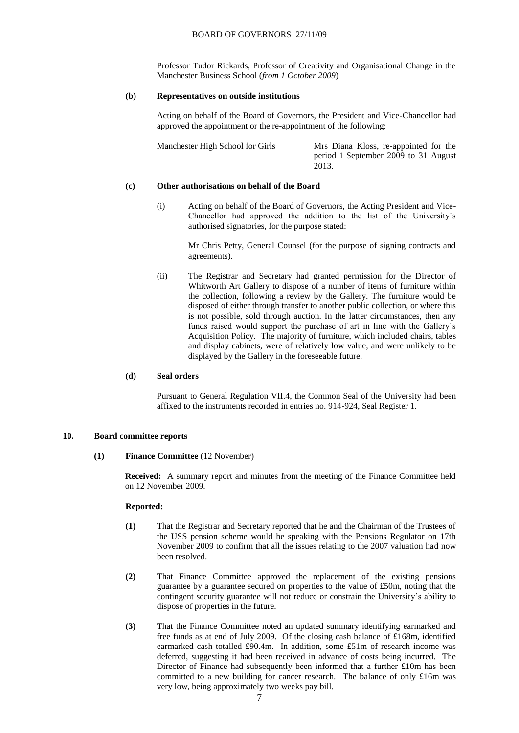Professor Tudor Rickards, Professor of Creativity and Organisational Change in the Manchester Business School (*from 1 October 2009*)

**(b) Representatives on outside institutions**

Acting on behalf of the Board of Governors, the President and Vice-Chancellor had approved the appointment or the re-appointment of the following:

| | |
|---|---|
| Manchester High School for Girls | Mrs Diana Kloss, re-appointed for the period 1 September 2009 to 31 August 2013. |

**(c) Other authorisations on behalf of the Board**

(i) Acting on behalf of the Board of Governors, the Acting President and Vice-Chancellor had approved the addition to the list of the University's authorised signatories, for the purpose stated:

Mr Chris Petty, General Counsel (for the purpose of signing contracts and agreements).

(ii) The Registrar and Secretary had granted permission for the Director of Whitworth Art Gallery to dispose of a number of items of furniture within the collection, following a review by the Gallery. The furniture would be disposed of either through transfer to another public collection, or where this is not possible, sold through auction. In the latter circumstances, then any funds raised would support the purchase of art in line with the Gallery's Acquisition Policy. The majority of furniture, which included chairs, tables and display cabinets, were of relatively low value, and were unlikely to be displayed by the Gallery in the foreseeable future.

**(d) Seal orders**

Pursuant to General Regulation VII.4, the Common Seal of the University had been affixed to the instruments recorded in entries no. 914-924, Seal Register 1.

## 10. Board committee reports

**(1) Finance Committee** (12 November)

**Received:** A summary report and minutes from the meeting of the Finance Committee held on 12 November 2009.

**Reported:**

**(1)** That the Registrar and Secretary reported that he and the Chairman of the Trustees of the USS pension scheme would be speaking with the Pensions Regulator on 17th November 2009 to confirm that all the issues relating to the 2007 valuation had now been resolved.

**(2)** That Finance Committee approved the replacement of the existing pensions guarantee by a guarantee secured on properties to the value of £50m, noting that the contingent security guarantee will not reduce or constrain the University's ability to dispose of properties in the future.

**(3)** That the Finance Committee noted an updated summary identifying earmarked and free funds as at end of July 2009. Of the closing cash balance of £168m, identified earmarked cash totalled £90.4m. In addition, some £51m of research income was deferred, suggesting it had been received in advance of costs being incurred. The Director of Finance had subsequently been informed that a further £10m has been committed to a new building for cancer research. The balance of only £16m was very low, being approximately two weeks pay bill.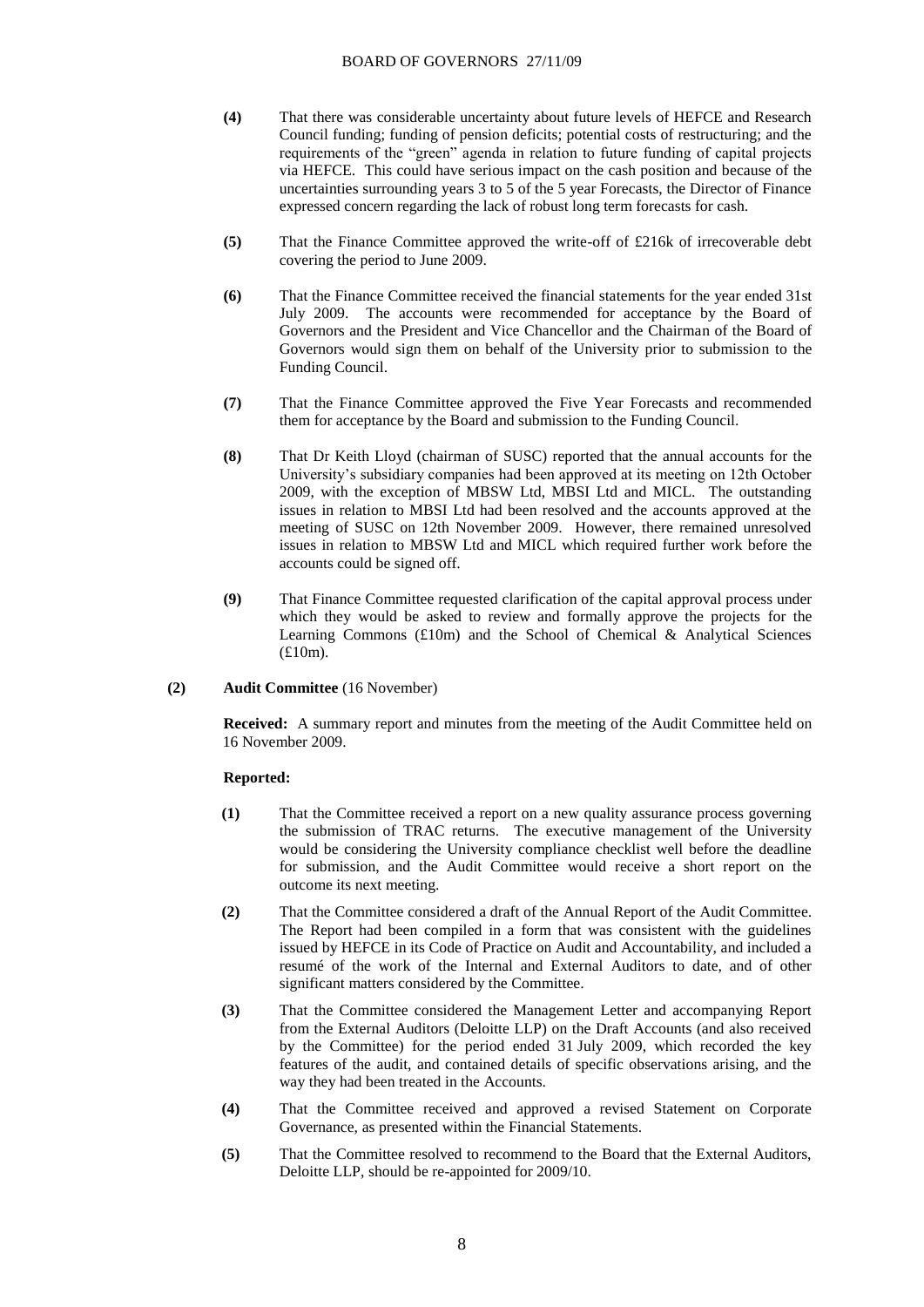**(4)** That there was considerable uncertainty about future levels of HEFCE and Research Council funding; funding of pension deficits; potential costs of restructuring; and the requirements of the "green" agenda in relation to future funding of capital projects via HEFCE. This could have serious impact on the cash position and because of the uncertainties surrounding years 3 to 5 of the 5 year Forecasts, the Director of Finance expressed concern regarding the lack of robust long term forecasts for cash.

**(5)** That the Finance Committee approved the write-off of £216k of irrecoverable debt covering the period to June 2009.

**(6)** That the Finance Committee received the financial statements for the year ended 31st July 2009. The accounts were recommended for acceptance by the Board of Governors and the President and Vice Chancellor and the Chairman of the Board of Governors would sign them on behalf of the University prior to submission to the Funding Council.

**(7)** That the Finance Committee approved the Five Year Forecasts and recommended them for acceptance by the Board and submission to the Funding Council.

**(8)** That Dr Keith Lloyd (chairman of SUSC) reported that the annual accounts for the University's subsidiary companies had been approved at its meeting on 12th October 2009, with the exception of MBSW Ltd, MBSI Ltd and MICL. The outstanding issues in relation to MBSI Ltd had been resolved and the accounts approved at the meeting of SUSC on 12th November 2009. However, there remained unresolved issues in relation to MBSW Ltd and MICL which required further work before the accounts could be signed off.

**(9)** That Finance Committee requested clarification of the capital approval process under which they would be asked to review and formally approve the projects for the Learning Commons (£10m) and the School of Chemical & Analytical Sciences (£10m).

**(2) Audit Committee** (16 November)

**Received:** A summary report and minutes from the meeting of the Audit Committee held on 16 November 2009.

**Reported:**

**(1)** That the Committee received a report on a new quality assurance process governing the submission of TRAC returns. The executive management of the University would be considering the University compliance checklist well before the deadline for submission, and the Audit Committee would receive a short report on the outcome its next meeting.

**(2)** That the Committee considered a draft of the Annual Report of the Audit Committee. The Report had been compiled in a form that was consistent with the guidelines issued by HEFCE in its Code of Practice on Audit and Accountability, and included a resumé of the work of the Internal and External Auditors to date, and of other significant matters considered by the Committee.

**(3)** That the Committee considered the Management Letter and accompanying Report from the External Auditors (Deloitte LLP) on the Draft Accounts (and also received by the Committee) for the period ended 31 July 2009, which recorded the key features of the audit, and contained details of specific observations arising, and the way they had been treated in the Accounts.

**(4)** That the Committee received and approved a revised Statement on Corporate Governance, as presented within the Financial Statements.

**(5)** That the Committee resolved to recommend to the Board that the External Auditors, Deloitte LLP, should be re-appointed for 2009/10.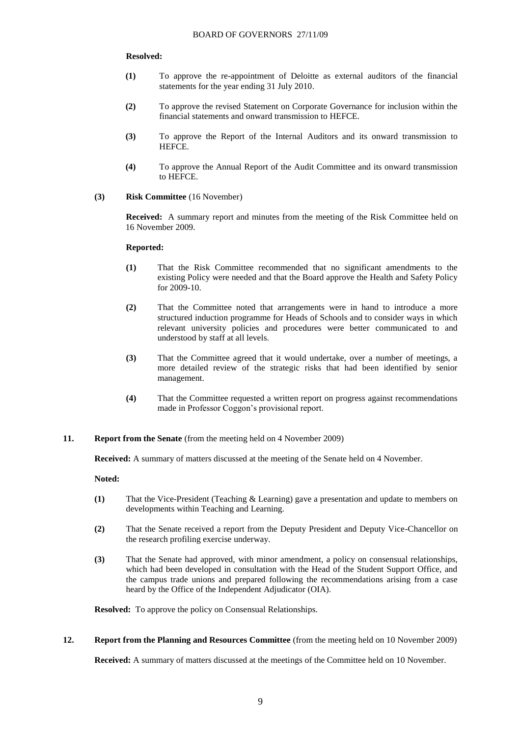**Resolved:**

- **(1)** To approve the re-appointment of Deloitte as external auditors of the financial statements for the year ending 31 July 2010.
- **(2)** To approve the revised Statement on Corporate Governance for inclusion within the financial statements and onward transmission to HEFCE.
- **(3)** To approve the Report of the Internal Auditors and its onward transmission to HEFCE.
- **(4)** To approve the Annual Report of the Audit Committee and its onward transmission to HEFCE.

**(3) Risk Committee** (16 November)

**Received:** A summary report and minutes from the meeting of the Risk Committee held on 16 November 2009.

**Reported:**

- **(1)** That the Risk Committee recommended that no significant amendments to the existing Policy were needed and that the Board approve the Health and Safety Policy for 2009-10.
- **(2)** That the Committee noted that arrangements were in hand to introduce a more structured induction programme for Heads of Schools and to consider ways in which relevant university policies and procedures were better communicated to and understood by staff at all levels.
- **(3)** That the Committee agreed that it would undertake, over a number of meetings, a more detailed review of the strategic risks that had been identified by senior management.
- **(4)** That the Committee requested a written report on progress against recommendations made in Professor Coggon's provisional report.

**11. Report from the Senate** (from the meeting held on 4 November 2009)

**Received:** A summary of matters discussed at the meeting of the Senate held on 4 November.

**Noted:**

- **(1)** That the Vice-President (Teaching & Learning) gave a presentation and update to members on developments within Teaching and Learning.
- **(2)** That the Senate received a report from the Deputy President and Deputy Vice-Chancellor on the research profiling exercise underway.
- **(3)** That the Senate had approved, with minor amendment, a policy on consensual relationships, which had been developed in consultation with the Head of the Student Support Office, and the campus trade unions and prepared following the recommendations arising from a case heard by the Office of the Independent Adjudicator (OIA).

**Resolved:** To approve the policy on Consensual Relationships.

**12. Report from the Planning and Resources Committee** (from the meeting held on 10 November 2009)

**Received:** A summary of matters discussed at the meetings of the Committee held on 10 November.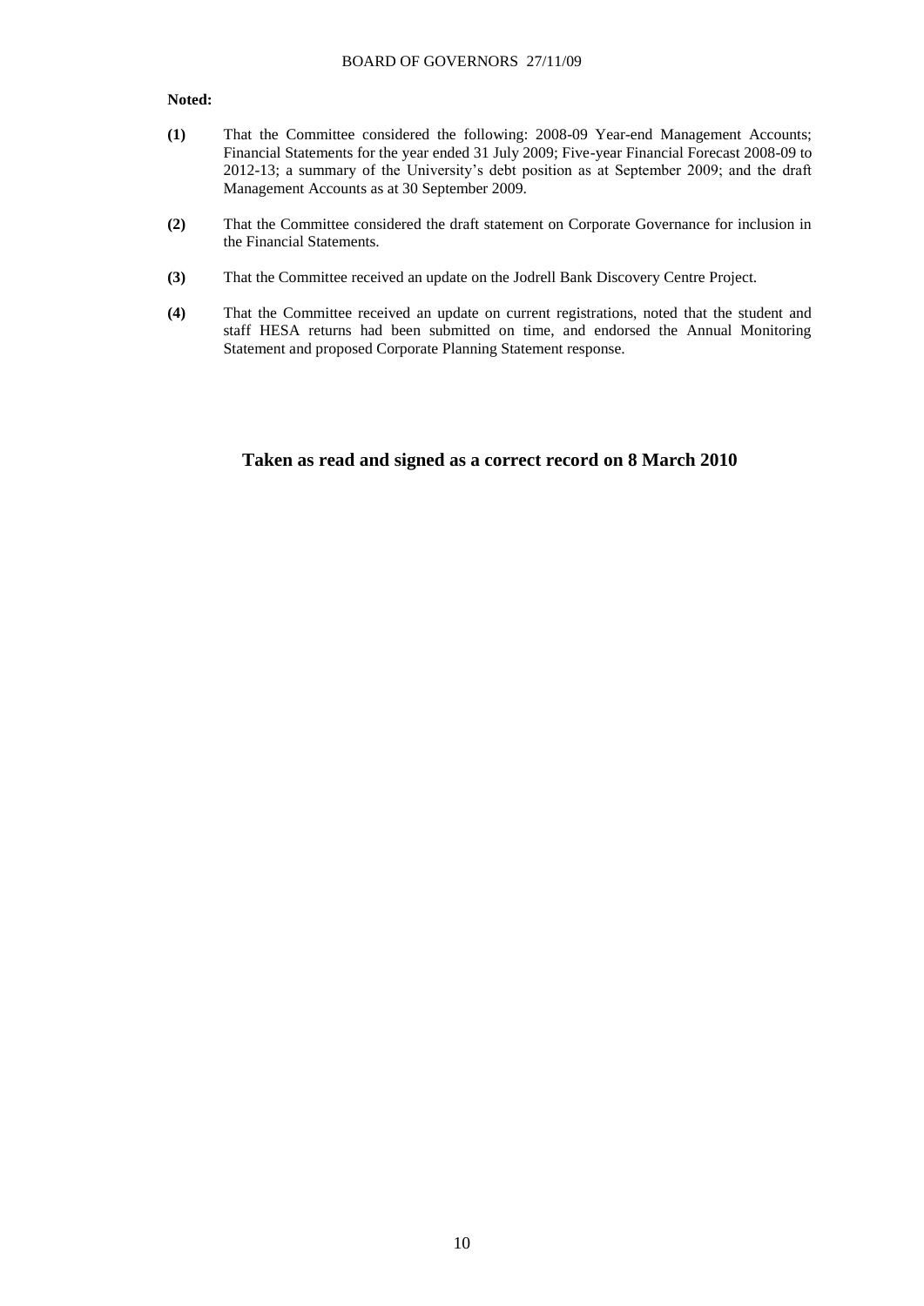**Noted:**

**(1)** That the Committee considered the following: 2008-09 Year-end Management Accounts; Financial Statements for the year ended 31 July 2009; Five-year Financial Forecast 2008-09 to 2012-13; a summary of the University's debt position as at September 2009; and the draft Management Accounts as at 30 September 2009.

**(2)** That the Committee considered the draft statement on Corporate Governance for inclusion in the Financial Statements.

**(3)** That the Committee received an update on the Jodrell Bank Discovery Centre Project.

**(4)** That the Committee received an update on current registrations, noted that the student and staff HESA returns had been submitted on time, and endorsed the Annual Monitoring Statement and proposed Corporate Planning Statement response.

**Taken as read and signed as a correct record on 8 March 2010**